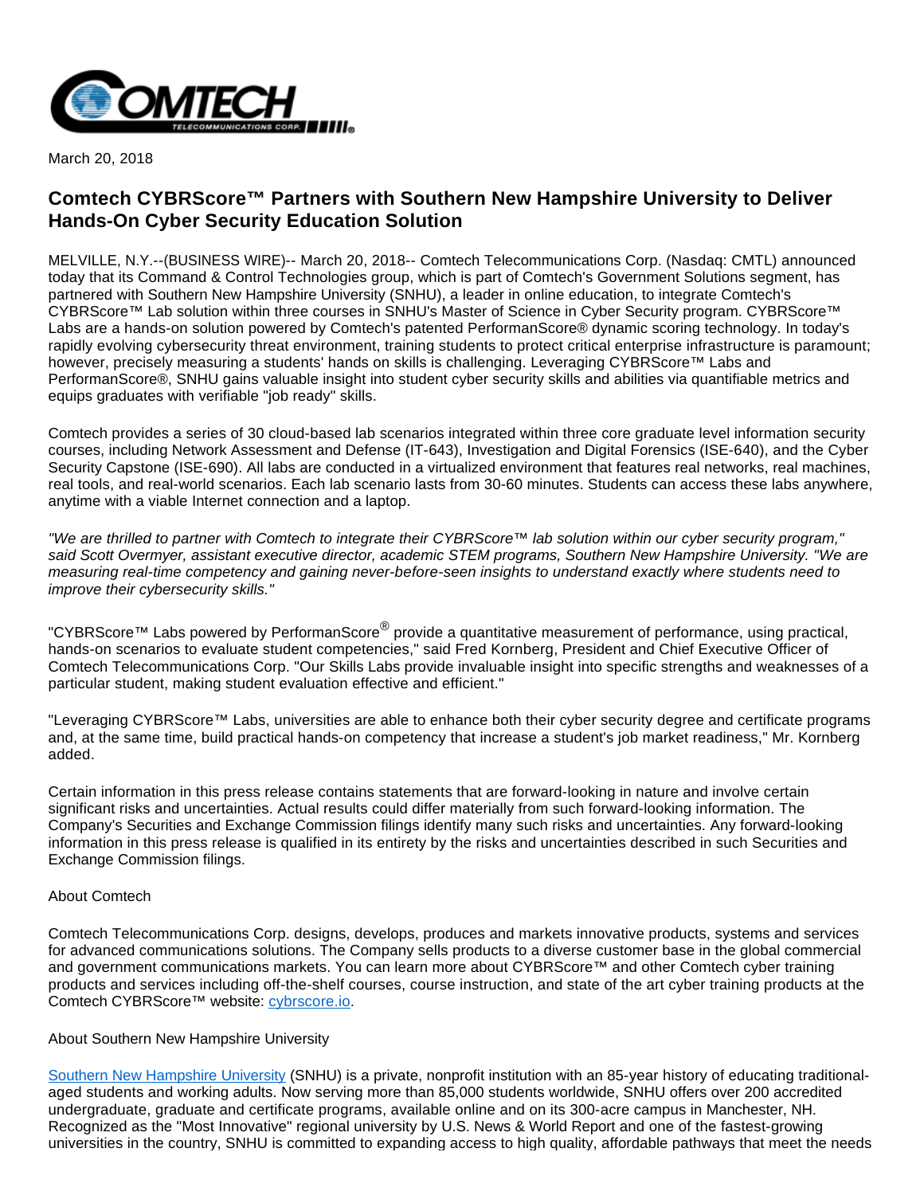March 20, 2018

# Comtech CYBRScore™ Partners with Southern New Hampshire University to Deliver Hands-On Cyber Security Education Solution

MELVILLE, N.Y.--(BUSINESS WIRE)-- March 20, 2018-- Comtech Telecommunications Corp. (Nasdaq: CMTL) announced today that its Command & Control Technologies group, which is part of Comtech's Government Solutions segment, has partnered with Southern New Hampshire University (SNHU), a leader in online education, to integrate Comtech's CYBRScore™ Lab solution within three courses in SNHU's Master of Science in Cyber Security program. CYBRScore™ Labs are a hands-on solution powered by Comtech's patented PerformanScore® dynamic scoring technology. In today's rapidly evolving cybersecurity threat environment, training students to protect critical enterprise infrastructure is paramount; however, precisely measuring a students' hands on skills is challenging. Leveraging CYBRScore™ Labs and PerformanScore®, SNHU gains valuable insight into student cyber security skills and abilities via quantifiable metrics and equips graduates with verifiable "job ready" skills.

Comtech provides a series of 30 cloud-based lab scenarios integrated within three core graduate level information security courses, including Network Assessment and Defense (IT-643), Investigation and Digital Forensics (ISE-640), and the Cyber Security Capstone (ISE-690). All labs are conducted in a virtualized environment that features real networks, real machines, real tools, and real-world scenarios. Each lab scenario lasts from 30-60 minutes. Students can access these labs anywhere, anytime with a viable Internet connection and a laptop.

*"We are thrilled to partner with Comtech to integrate their CYBRScore™ lab solution within our cyber security program," said Scott Overmyer, assistant executive director, academic STEM programs, Southern New Hampshire University. "We are measuring real-time competency and gaining never-before-seen insights to understand exactly where students need to improve their cybersecurity skills."*

"CYBRScore™ Labs powered by PerformanScore® provide a quantitative measurement of performance, using practical, hands-on scenarios to evaluate student competencies," said Fred Kornberg, President and Chief Executive Officer of Comtech Telecommunications Corp. "Our Skills Labs provide invaluable insight into specific strengths and weaknesses of a particular student, making student evaluation effective and efficient."

"Leveraging CYBRScore™ Labs, universities are able to enhance both their cyber security degree and certificate programs and, at the same time, build practical hands-on competency that increase a student's job market readiness," Mr. Kornberg added.

Certain information in this press release contains statements that are forward-looking in nature and involve certain significant risks and uncertainties. Actual results could differ materially from such forward-looking information. The Company's Securities and Exchange Commission filings identify many such risks and uncertainties. Any forward-looking information in this press release is qualified in its entirety by the risks and uncertainties described in such Securities and Exchange Commission filings.

About Comtech

Comtech Telecommunications Corp. designs, develops, produces and markets innovative products, systems and services for advanced communications solutions. The Company sells products to a diverse customer base in the global commercial and government communications markets. You can learn more about CYBRScore™ and other Comtech cyber training products and services including off-the-shelf courses, course instruction, and state of the art cyber training products at the Comtech CYBRScore™ website: cybrscore.io.

About Southern New Hampshire University

Southern New Hampshire University (SNHU) is a private, nonprofit institution with an 85-year history of educating traditional-aged students and working adults. Now serving more than 85,000 students worldwide, SNHU offers over 200 accredited undergraduate, graduate and certificate programs, available online and on its 300-acre campus in Manchester, NH. Recognized as the "Most Innovative" regional university by U.S. News & World Report and one of the fastest-growing universities in the country, SNHU is committed to expanding access to high quality, affordable pathways that meet the needs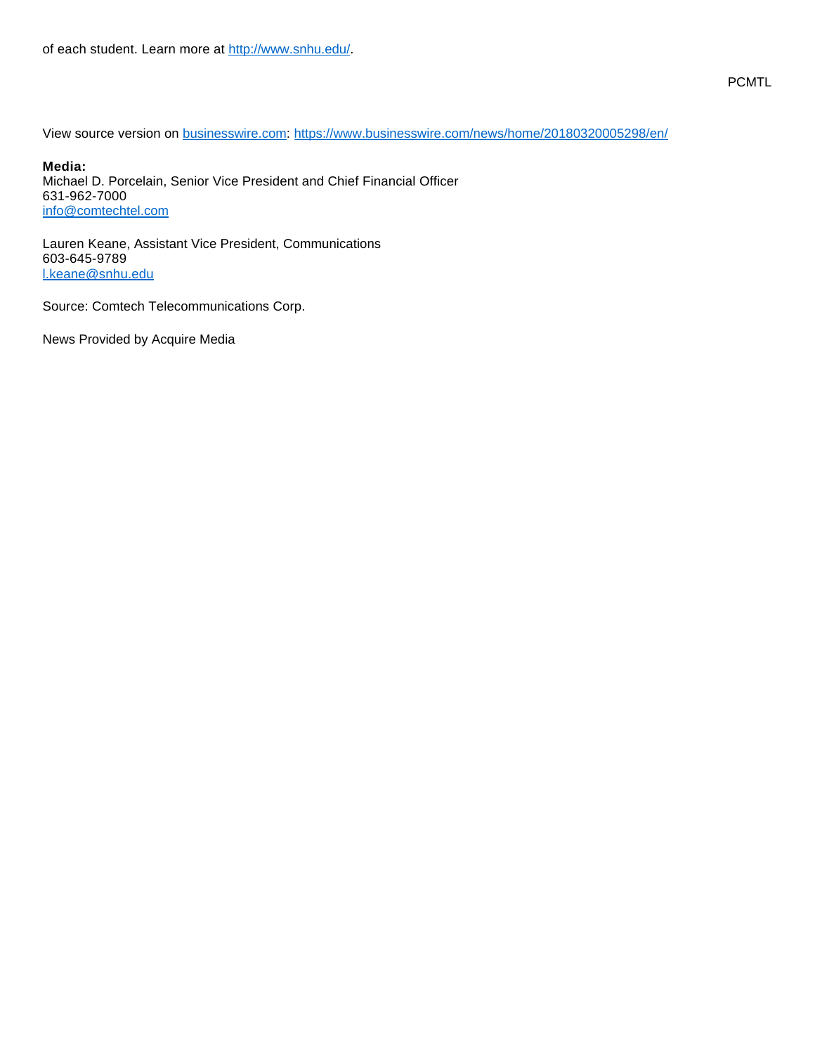of each student. Learn more at http://www.snhu.edu/.

PCMTL

View source version on businesswire.com: https://www.businesswire.com/news/home/20180320005298/en/

**Media:**
Michael D. Porcelain, Senior Vice President and Chief Financial Officer
631-962-7000
info@comtechtel.com

Lauren Keane, Assistant Vice President, Communications
603-645-9789
l.keane@snhu.edu

Source: Comtech Telecommunications Corp.

News Provided by Acquire Media